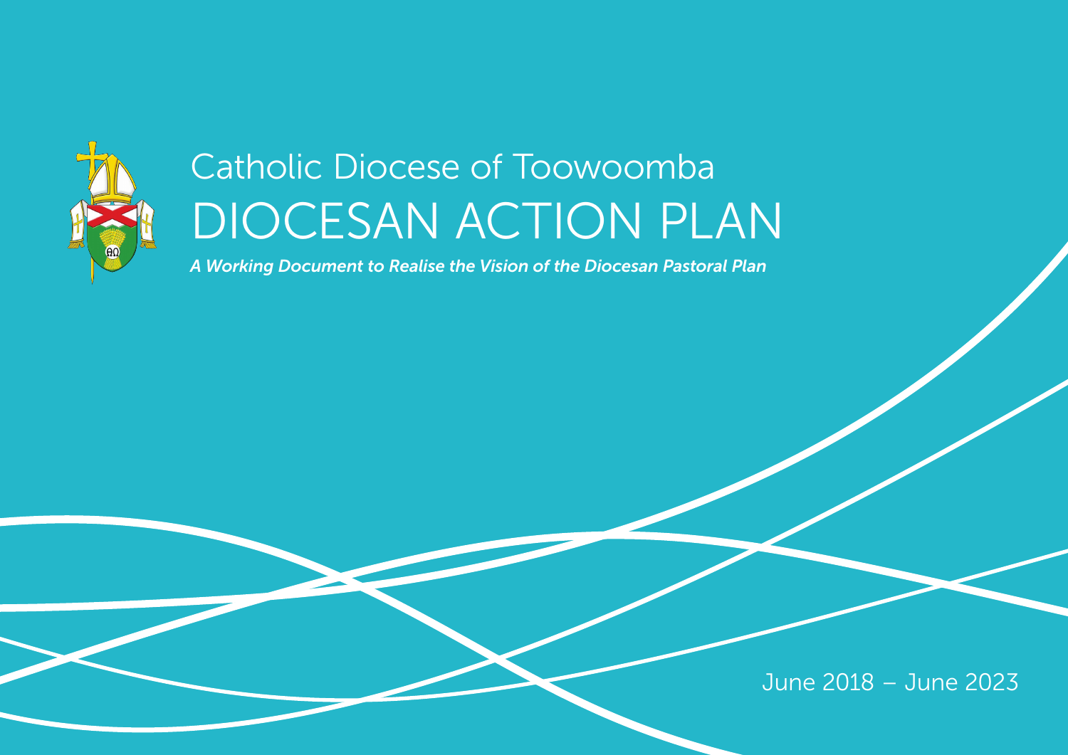# Catholic Diocese of Toowoomba

# DIOCESAN ACTION PLAN

*A Working Document to Realise the Vision of the Diocesan Pastoral Plan*

June 2018 – June 2023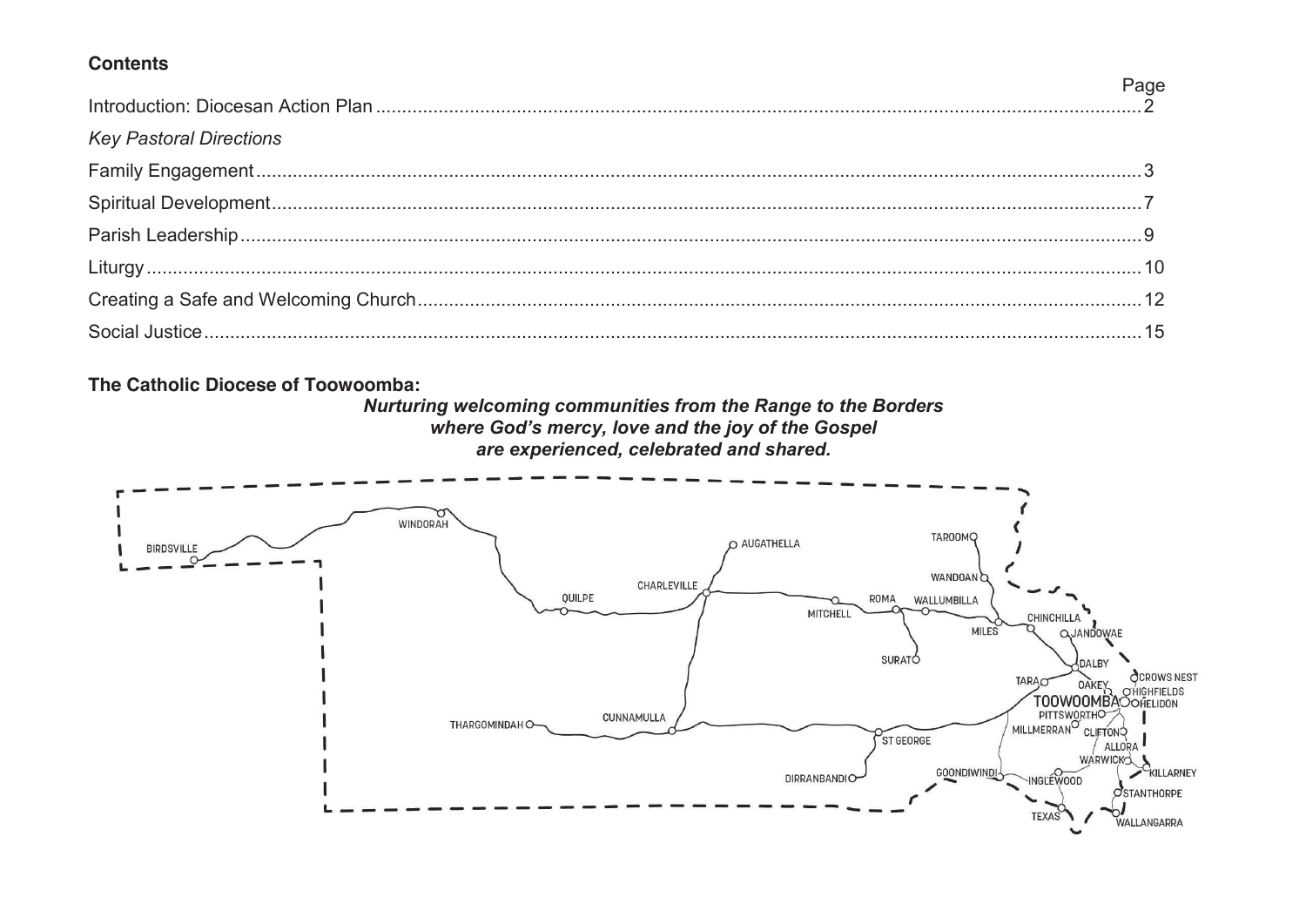**Contents**

| | Page |
|---|---|
| Introduction: Diocesan Action Plan | 2 |
| *Key Pastoral Directions* | |
| Family Engagement | 3 |
| Spiritual Development | 7 |
| Parish Leadership | 9 |
| Liturgy | 10 |
| Creating a Safe and Welcoming Church | 12 |
| Social Justice | 15 |

**The Catholic Diocese of Toowoomba:**

***Nurturing welcoming communities from the Range to the Borders where God's mercy, love and the joy of the Gospel are experienced, celebrated and shared.***

BIRDSVILLE WINDORAH QUILPE AUGATHELLA CHARLEVILLE TAROOM WANDOAN ROMA WALLUMBILLA MITCHELL MILES CHINCHILLA JANDOWAE SURAT DALBY TARA OAKEY CROWS NEST HIGHFIELDS TOOWOOMBA HELIDON PITTSWORTH MILLMERRAN CLIFTON ALLORA WARWICK KILLARNEY THARGOMINDAH CUNNAMULLA ST GEORGE DIRRANBANDI GOONDIWINDI INGLEWOOD STANTHORPE TEXAS WALLANGARRA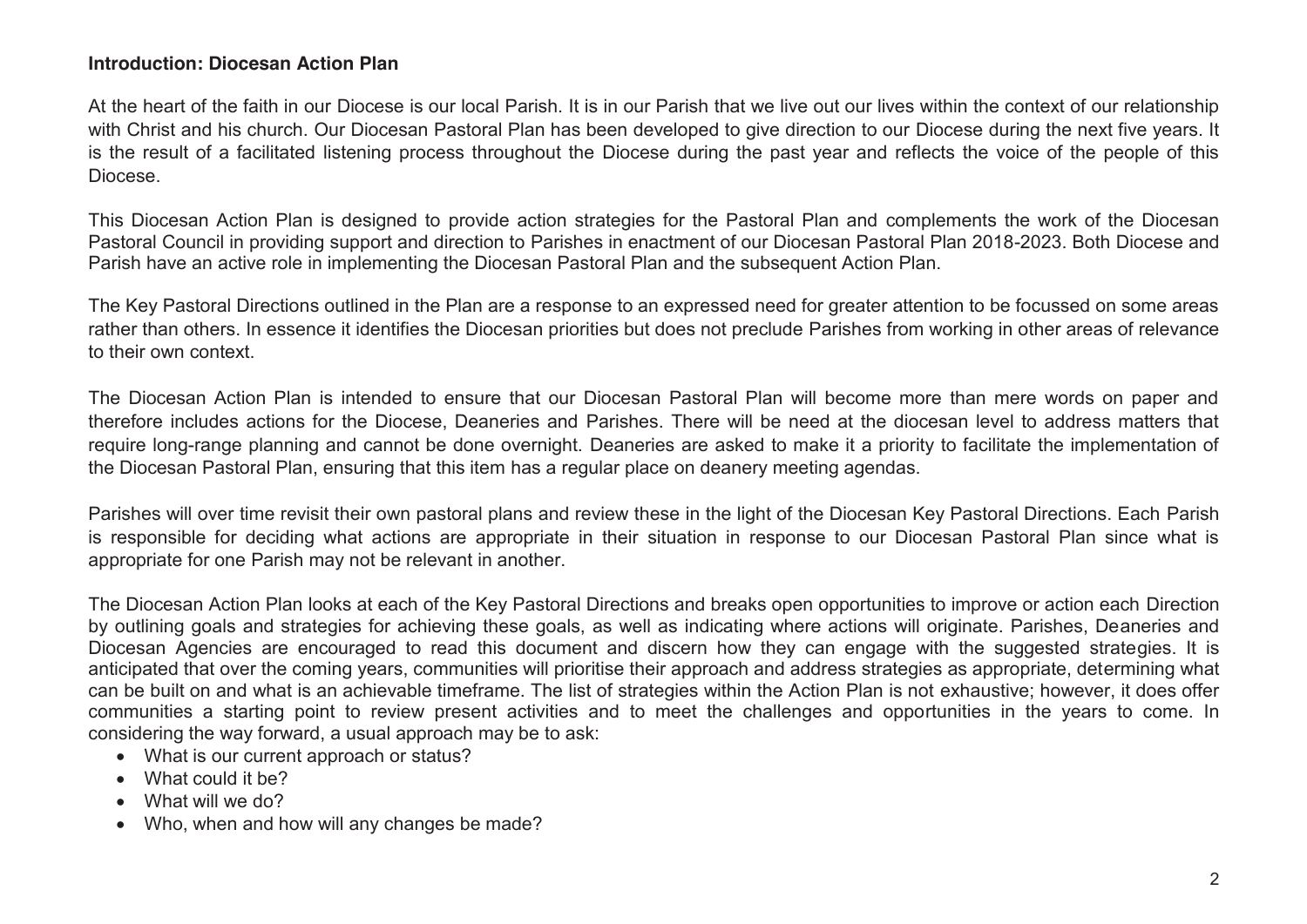**Introduction: Diocesan Action Plan**

At the heart of the faith in our Diocese is our local Parish. It is in our Parish that we live out our lives within the context of our relationship with Christ and his church. Our Diocesan Pastoral Plan has been developed to give direction to our Diocese during the next five years. It is the result of a facilitated listening process throughout the Diocese during the past year and reflects the voice of the people of this Diocese.

This Diocesan Action Plan is designed to provide action strategies for the Pastoral Plan and complements the work of the Diocesan Pastoral Council in providing support and direction to Parishes in enactment of our Diocesan Pastoral Plan 2018-2023. Both Diocese and Parish have an active role in implementing the Diocesan Pastoral Plan and the subsequent Action Plan.

The Key Pastoral Directions outlined in the Plan are a response to an expressed need for greater attention to be focussed on some areas rather than others. In essence it identifies the Diocesan priorities but does not preclude Parishes from working in other areas of relevance to their own context.

The Diocesan Action Plan is intended to ensure that our Diocesan Pastoral Plan will become more than mere words on paper and therefore includes actions for the Diocese, Deaneries and Parishes. There will be need at the diocesan level to address matters that require long-range planning and cannot be done overnight. Deaneries are asked to make it a priority to facilitate the implementation of the Diocesan Pastoral Plan, ensuring that this item has a regular place on deanery meeting agendas.

Parishes will over time revisit their own pastoral plans and review these in the light of the Diocesan Key Pastoral Directions. Each Parish is responsible for deciding what actions are appropriate in their situation in response to our Diocesan Pastoral Plan since what is appropriate for one Parish may not be relevant in another.

The Diocesan Action Plan looks at each of the Key Pastoral Directions and breaks open opportunities to improve or action each Direction by outlining goals and strategies for achieving these goals, as well as indicating where actions will originate. Parishes, Deaneries and Diocesan Agencies are encouraged to read this document and discern how they can engage with the suggested strategies. It is anticipated that over the coming years, communities will prioritise their approach and address strategies as appropriate, determining what can be built on and what is an achievable timeframe. The list of strategies within the Action Plan is not exhaustive; however, it does offer communities a starting point to review present activities and to meet the challenges and opportunities in the years to come. In considering the way forward, a usual approach may be to ask:

- What is our current approach or status?
- What could it be?
- What will we do?
- Who, when and how will any changes be made?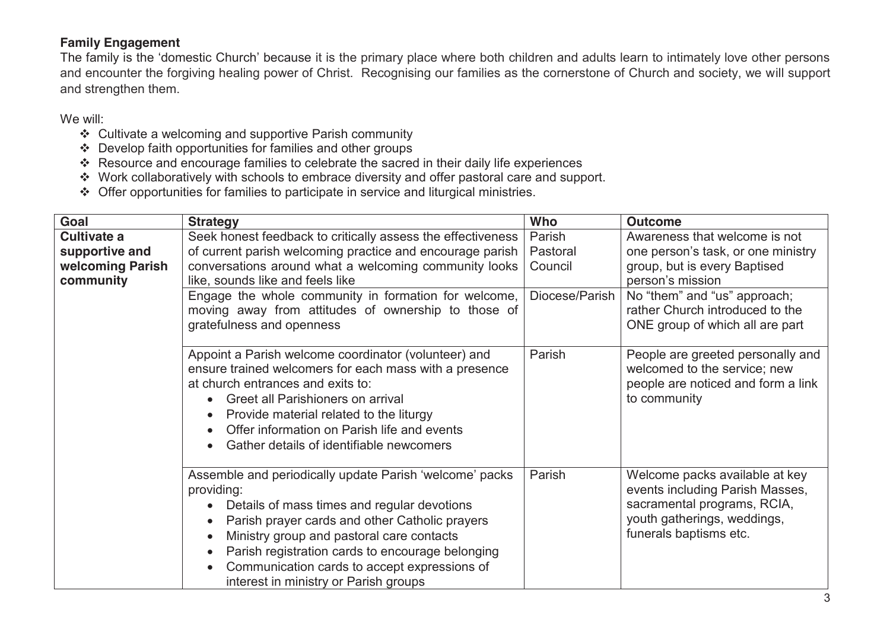**Family Engagement**

The family is the 'domestic Church' because it is the primary place where both children and adults learn to intimately love other persons and encounter the forgiving healing power of Christ. Recognising our families as the cornerstone of Church and society, we will support and strengthen them.

We will:

- ❖ Cultivate a welcoming and supportive Parish community
- ❖ Develop faith opportunities for families and other groups
- ❖ Resource and encourage families to celebrate the sacred in their daily life experiences
- ❖ Work collaboratively with schools to embrace diversity and offer pastoral care and support.
- ❖ Offer opportunities for families to participate in service and liturgical ministries.

| Goal | Strategy | Who | Outcome |
|---|---|---|---|
| **Cultivate a supportive and welcoming Parish community** | Seek honest feedback to critically assess the effectiveness of current parish welcoming practice and encourage parish conversations around what a welcoming community looks like, sounds like and feels like | Parish Pastoral Council | Awareness that welcome is not one person's task, or one ministry group, but is every Baptised person's mission |
| | Engage the whole community in formation for welcome, moving away from attitudes of ownership to those of gratefulness and openness | Diocese/Parish | No "them" and "us" approach; rather Church introduced to the ONE group of which all are part |
| | Appoint a Parish welcome coordinator (volunteer) and ensure trained welcomers for each mass with a presence at church entrances and exits to:<br>• Greet all Parishioners on arrival<br>• Provide material related to the liturgy<br>• Offer information on Parish life and events<br>• Gather details of identifiable newcomers | Parish | People are greeted personally and welcomed to the service; new people are noticed and form a link to community |
| | Assemble and periodically update Parish 'welcome' packs providing:<br>• Details of mass times and regular devotions<br>• Parish prayer cards and other Catholic prayers<br>• Ministry group and pastoral care contacts<br>• Parish registration cards to encourage belonging<br>• Communication cards to accept expressions of interest in ministry or Parish groups | Parish | Welcome packs available at key events including Parish Masses, sacramental programs, RCIA, youth gatherings, weddings, funerals baptisms etc. |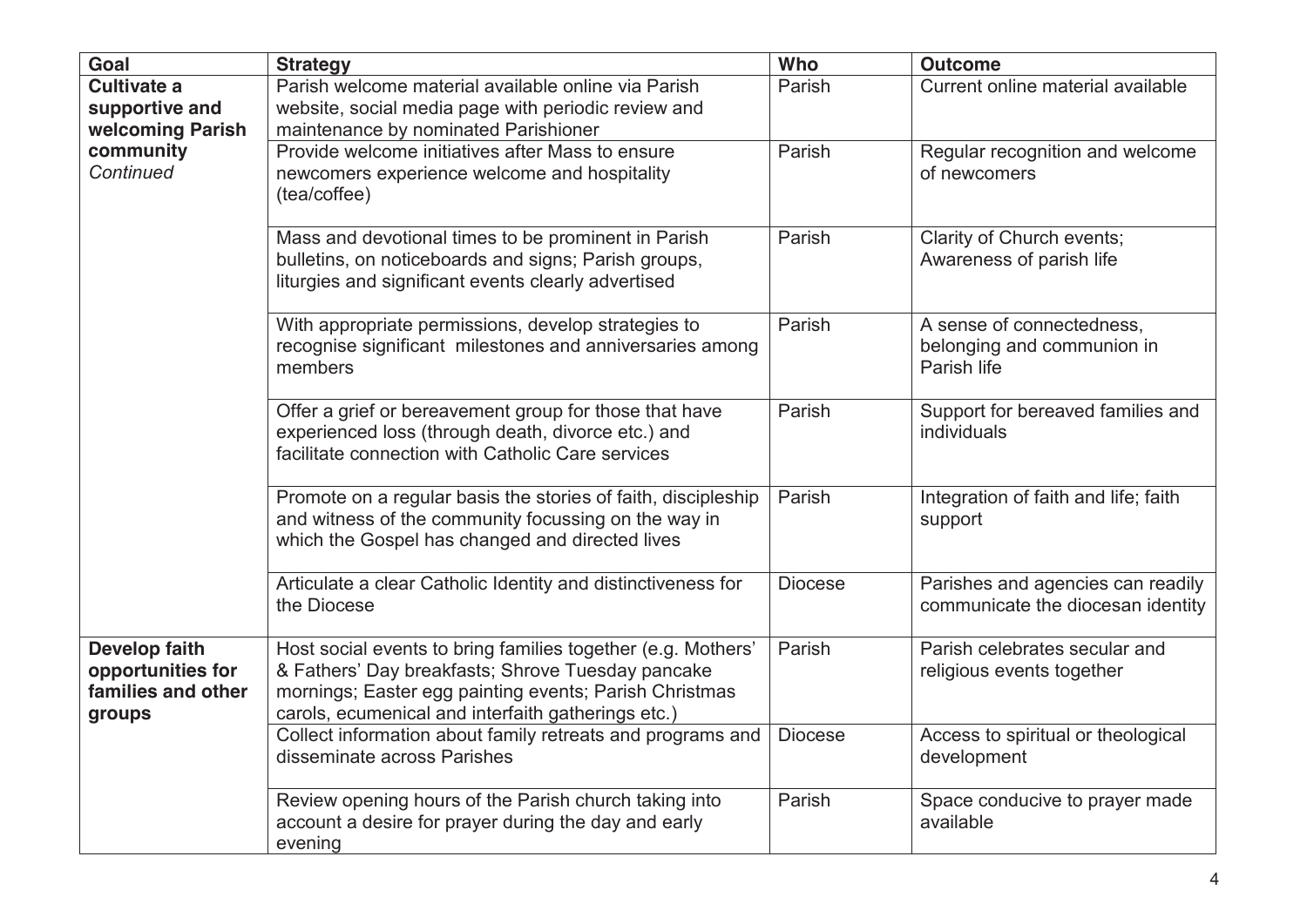| Goal | Strategy | Who | Outcome |
|---|---|---|---|
| **Cultivate a supportive and welcoming Parish community** *Continued* | Parish welcome material available online via Parish website, social media page with periodic review and maintenance by nominated Parishioner | Parish | Current online material available |
| | Provide welcome initiatives after Mass to ensure newcomers experience welcome and hospitality (tea/coffee) | Parish | Regular recognition and welcome of newcomers |
| | Mass and devotional times to be prominent in Parish bulletins, on noticeboards and signs; Parish groups, liturgies and significant events clearly advertised | Parish | Clarity of Church events; Awareness of parish life |
| | With appropriate permissions, develop strategies to recognise significant milestones and anniversaries among members | Parish | A sense of connectedness, belonging and communion in Parish life |
| | Offer a grief or bereavement group for those that have experienced loss (through death, divorce etc.) and facilitate connection with Catholic Care services | Parish | Support for bereaved families and individuals |
| | Promote on a regular basis the stories of faith, discipleship and witness of the community focussing on the way in which the Gospel has changed and directed lives | Parish | Integration of faith and life; faith support |
| | Articulate a clear Catholic Identity and distinctiveness for the Diocese | Diocese | Parishes and agencies can readily communicate the diocesan identity |
| **Develop faith opportunities for families and other groups** | Host social events to bring families together (e.g. Mothers' & Fathers' Day breakfasts; Shrove Tuesday pancake mornings; Easter egg painting events; Parish Christmas carols, ecumenical and interfaith gatherings etc.) | Parish | Parish celebrates secular and religious events together |
| | Collect information about family retreats and programs and disseminate across Parishes | Diocese | Access to spiritual or theological development |
| | Review opening hours of the Parish church taking into account a desire for prayer during the day and early evening | Parish | Space conducive to prayer made available |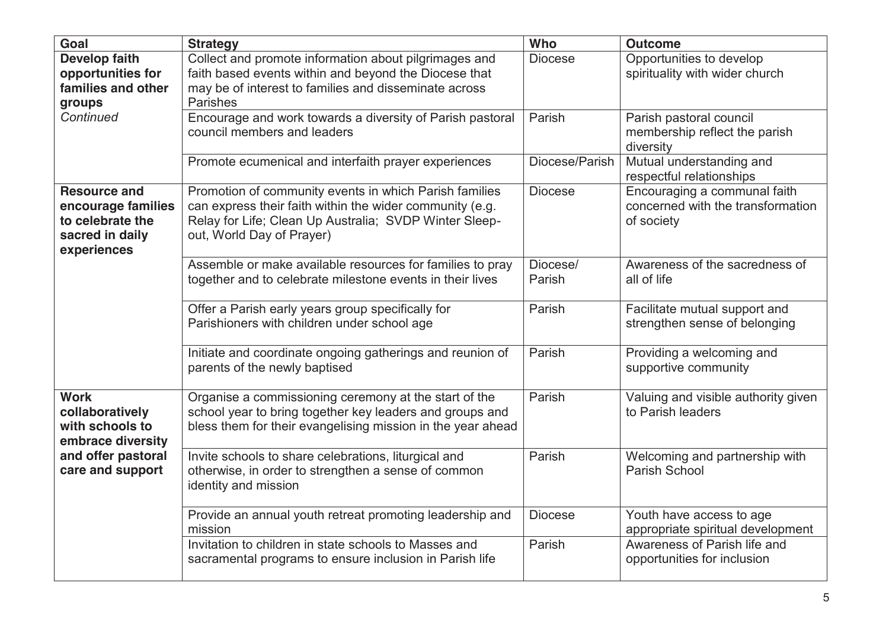| Goal | Strategy | Who | Outcome |
|---|---|---|---|
| **Develop faith opportunities for families and other groups** *Continued* | Collect and promote information about pilgrimages and faith based events within and beyond the Diocese that may be of interest to families and disseminate across Parishes | Diocese | Opportunities to develop spirituality with wider church |
| | Encourage and work towards a diversity of Parish pastoral council members and leaders | Parish | Parish pastoral council membership reflect the parish diversity |
| | Promote ecumenical and interfaith prayer experiences | Diocese/Parish | Mutual understanding and respectful relationships |
| **Resource and encourage families to celebrate the sacred in daily experiences** | Promotion of community events in which Parish families can express their faith within the wider community (e.g. Relay for Life; Clean Up Australia; SVDP Winter Sleep-out, World Day of Prayer) | Diocese | Encouraging a communal faith concerned with the transformation of society |
| | Assemble or make available resources for families to pray together and to celebrate milestone events in their lives | Diocese/ Parish | Awareness of the sacredness of all of life |
| | Offer a Parish early years group specifically for Parishioners with children under school age | Parish | Facilitate mutual support and strengthen sense of belonging |
| | Initiate and coordinate ongoing gatherings and reunion of parents of the newly baptised | Parish | Providing a welcoming and supportive community |
| **Work collaboratively with schools to embrace diversity and offer pastoral care and support** | Organise a commissioning ceremony at the start of the school year to bring together key leaders and groups and bless them for their evangelising mission in the year ahead | Parish | Valuing and visible authority given to Parish leaders |
| | Invite schools to share celebrations, liturgical and otherwise, in order to strengthen a sense of common identity and mission | Parish | Welcoming and partnership with Parish School |
| | Provide an annual youth retreat promoting leadership and mission | Diocese | Youth have access to age appropriate spiritual development |
| | Invitation to children in state schools to Masses and sacramental programs to ensure inclusion in Parish life | Parish | Awareness of Parish life and opportunities for inclusion |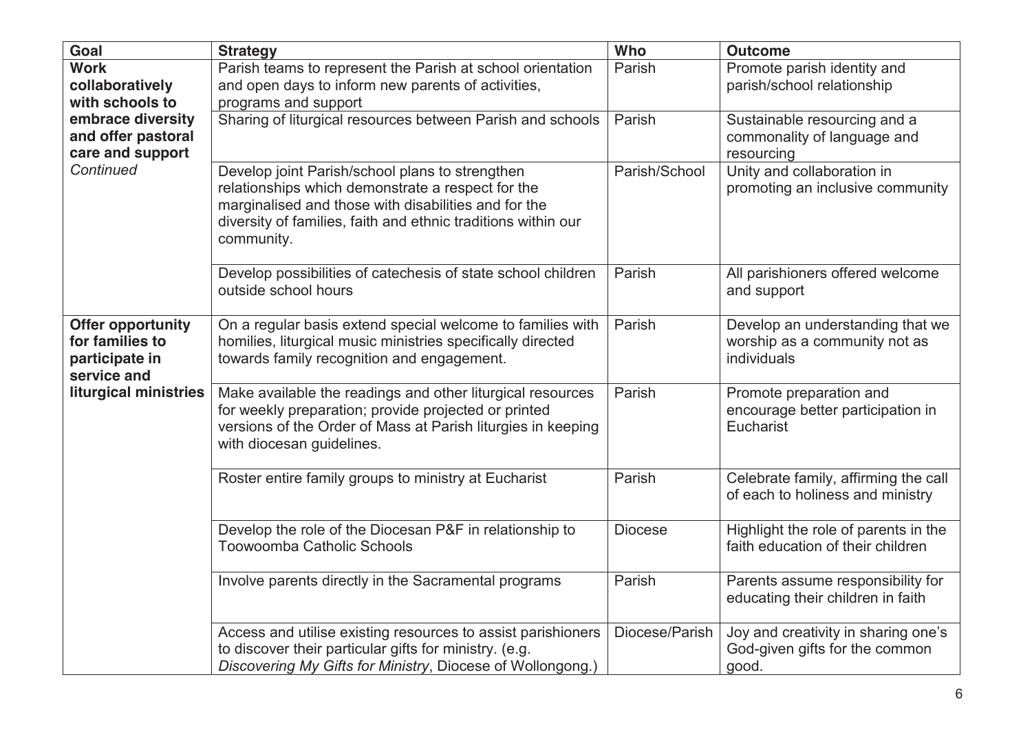| Goal | Strategy | Who | Outcome |
|---|---|---|---|
| **Work collaboratively with schools to embrace diversity and offer pastoral care and support** *Continued* | Parish teams to represent the Parish at school orientation and open days to inform new parents of activities, programs and support | Parish | Promote parish identity and parish/school relationship |
| | Sharing of liturgical resources between Parish and schools | Parish | Sustainable resourcing and a commonality of language and resourcing |
| | Develop joint Parish/school plans to strengthen relationships which demonstrate a respect for the marginalised and those with disabilities and for the diversity of families, faith and ethnic traditions within our community. | Parish/School | Unity and collaboration in promoting an inclusive community |
| | Develop possibilities of catechesis of state school children outside school hours | Parish | All parishioners offered welcome and support |
| **Offer opportunity for families to participate in service and liturgical ministries** | On a regular basis extend special welcome to families with homilies, liturgical music ministries specifically directed towards family recognition and engagement. | Parish | Develop an understanding that we worship as a community not as individuals |
| | Make available the readings and other liturgical resources for weekly preparation; provide projected or printed versions of the Order of Mass at Parish liturgies in keeping with diocesan guidelines. | Parish | Promote preparation and encourage better participation in Eucharist |
| | Roster entire family groups to ministry at Eucharist | Parish | Celebrate family, affirming the call of each to holiness and ministry |
| | Develop the role of the Diocesan P&F in relationship to Toowoomba Catholic Schools | Diocese | Highlight the role of parents in the faith education of their children |
| | Involve parents directly in the Sacramental programs | Parish | Parents assume responsibility for educating their children in faith |
| | Access and utilise existing resources to assist parishioners to discover their particular gifts for ministry. (e.g. *Discovering My Gifts for Ministry*, Diocese of Wollongong.) | Diocese/Parish | Joy and creativity in sharing one's God-given gifts for the common good. |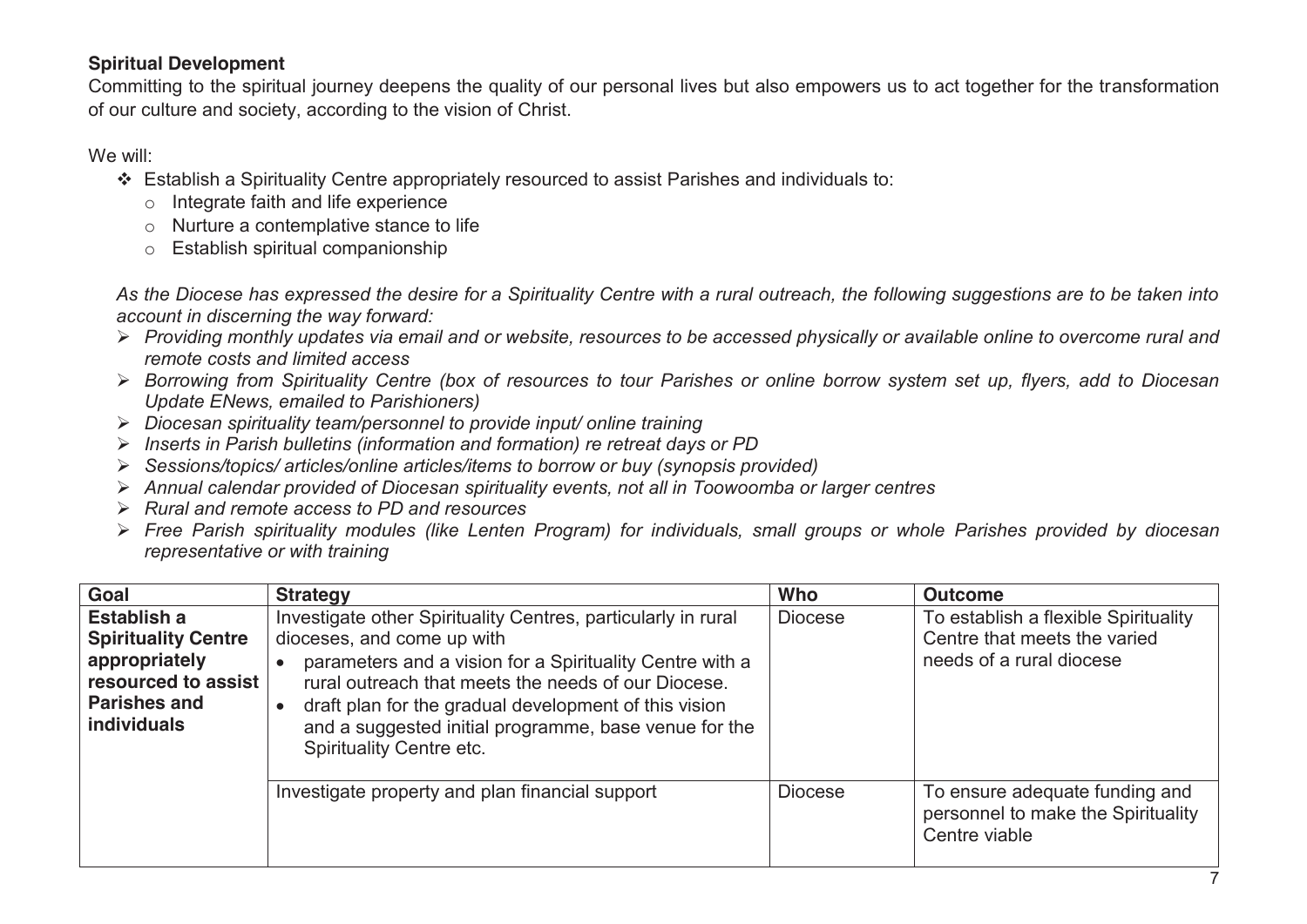**Spiritual Development**

Committing to the spiritual journey deepens the quality of our personal lives but also empowers us to act together for the transformation of our culture and society, according to the vision of Christ.

We will:

- Establish a Spirituality Centre appropriately resourced to assist Parishes and individuals to:
  - Integrate faith and life experience
  - Nurture a contemplative stance to life
  - Establish spiritual companionship

*As the Diocese has expressed the desire for a Spirituality Centre with a rural outreach, the following suggestions are to be taken into account in discerning the way forward:*

- *Providing monthly updates via email and or website, resources to be accessed physically or available online to overcome rural and remote costs and limited access*
- *Borrowing from Spirituality Centre (box of resources to tour Parishes or online borrow system set up, flyers, add to Diocesan Update ENews, emailed to Parishioners)*
- *Diocesan spirituality team/personnel to provide input/ online training*
- *Inserts in Parish bulletins (information and formation) re retreat days or PD*
- *Sessions/topics/ articles/online articles/items to borrow or buy (synopsis provided)*
- *Annual calendar provided of Diocesan spirituality events, not all in Toowoomba or larger centres*
- *Rural and remote access to PD and resources*
- *Free Parish spirituality modules (like Lenten Program) for individuals, small groups or whole Parishes provided by diocesan representative or with training*

| Goal | Strategy | Who | Outcome |
|---|---|---|---|
| **Establish a Spirituality Centre appropriately resourced to assist Parishes and individuals** | Investigate other Spirituality Centres, particularly in rural dioceses, and come up with<br>• parameters and a vision for a Spirituality Centre with a rural outreach that meets the needs of our Diocese.<br>• draft plan for the gradual development of this vision and a suggested initial programme, base venue for the Spirituality Centre etc. | Diocese | To establish a flexible Spirituality Centre that meets the varied needs of a rural diocese |
| | Investigate property and plan financial support | Diocese | To ensure adequate funding and personnel to make the Spirituality Centre viable |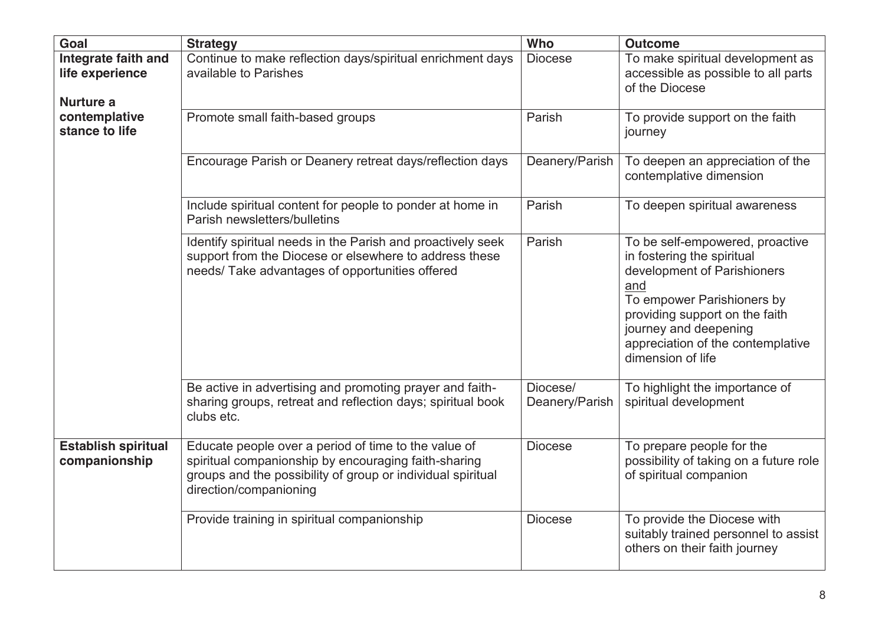| Goal | Strategy | Who | Outcome |
|---|---|---|---|
| **Integrate faith and life experience**<br><br>**Nurture a contemplative stance to life** | Continue to make reflection days/spiritual enrichment days available to Parishes | Diocese | To make spiritual development as accessible as possible to all parts of the Diocese |
| | Promote small faith-based groups | Parish | To provide support on the faith journey |
| | Encourage Parish or Deanery retreat days/reflection days | Deanery/Parish | To deepen an appreciation of the contemplative dimension |
| | Include spiritual content for people to ponder at home in Parish newsletters/bulletins | Parish | To deepen spiritual awareness |
| | Identify spiritual needs in the Parish and proactively seek support from the Diocese or elsewhere to address these needs/ Take advantages of opportunities offered | Parish | To be self-empowered, proactive in fostering the spiritual development of Parishioners<br><u>and</u><br>To empower Parishioners by providing support on the faith journey and deepening appreciation of the contemplative dimension of life |
| | Be active in advertising and promoting prayer and faith-sharing groups, retreat and reflection days; spiritual book clubs etc. | Diocese/ Deanery/Parish | To highlight the importance of spiritual development |
| **Establish spiritual companionship** | Educate people over a period of time to the value of spiritual companionship by encouraging faith-sharing groups and the possibility of group or individual spiritual direction/companioning | Diocese | To prepare people for the possibility of taking on a future role of spiritual companion |
| | Provide training in spiritual companionship | Diocese | To provide the Diocese with suitably trained personnel to assist others on their faith journey |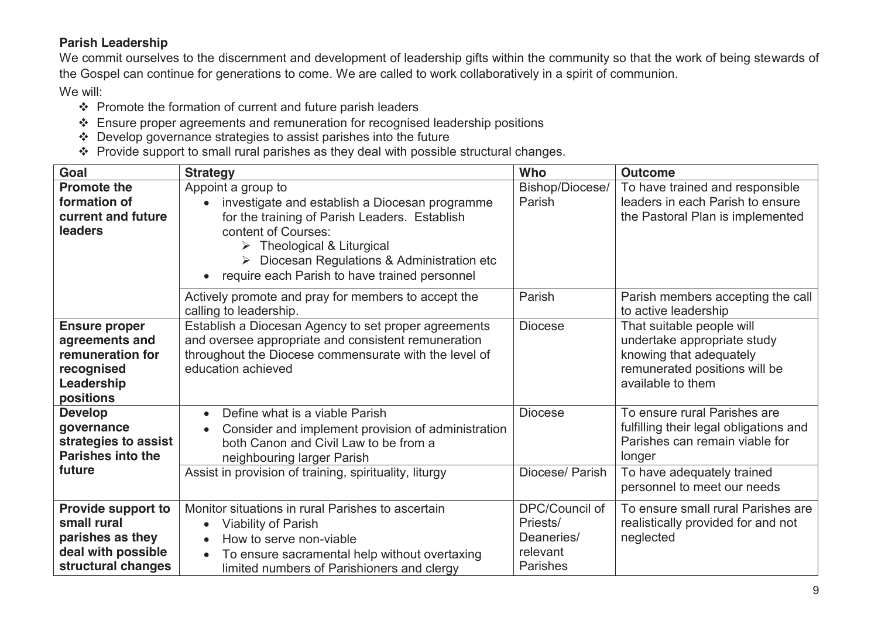**Parish Leadership**

We commit ourselves to the discernment and development of leadership gifts within the community so that the work of being stewards of the Gospel can continue for generations to come. We are called to work collaboratively in a spirit of communion.

We will:

- Promote the formation of current and future parish leaders
- Ensure proper agreements and remuneration for recognised leadership positions
- Develop governance strategies to assist parishes into the future
- Provide support to small rural parishes as they deal with possible structural changes.

| Goal | Strategy | Who | Outcome |
|---|---|---|---|
| **Promote the formation of current and future leaders** | Appoint a group to <br>• investigate and establish a Diocesan programme for the training of Parish Leaders. Establish content of Courses: <br>➢ Theological & Liturgical <br>➢ Diocesan Regulations & Administration etc <br>• require each Parish to have trained personnel | Bishop/Diocese/ Parish | To have trained and responsible leaders in each Parish to ensure the Pastoral Plan is implemented |
| | Actively promote and pray for members to accept the calling to leadership. | Parish | Parish members accepting the call to active leadership |
| **Ensure proper agreements and remuneration for recognised Leadership positions** | Establish a Diocesan Agency to set proper agreements and oversee appropriate and consistent remuneration throughout the Diocese commensurate with the level of education achieved | Diocese | That suitable people will undertake appropriate study knowing that adequately remunerated positions will be available to them |
| **Develop governance strategies to assist Parishes into the future** | • Define what is a viable Parish <br>• Consider and implement provision of administration both Canon and Civil Law to be from a neighbouring larger Parish | Diocese | To ensure rural Parishes are fulfilling their legal obligations and Parishes can remain viable for longer |
| | Assist in provision of training, spirituality, liturgy | Diocese/ Parish | To have adequately trained personnel to meet our needs |
| **Provide support to small rural parishes as they deal with possible structural changes** | Monitor situations in rural Parishes to ascertain <br>• Viability of Parish <br>• How to serve non-viable <br>• To ensure sacramental help without overtaxing limited numbers of Parishioners and clergy | DPC/Council of Priests/ Deaneries/ relevant Parishes | To ensure small rural Parishes are realistically provided for and not neglected |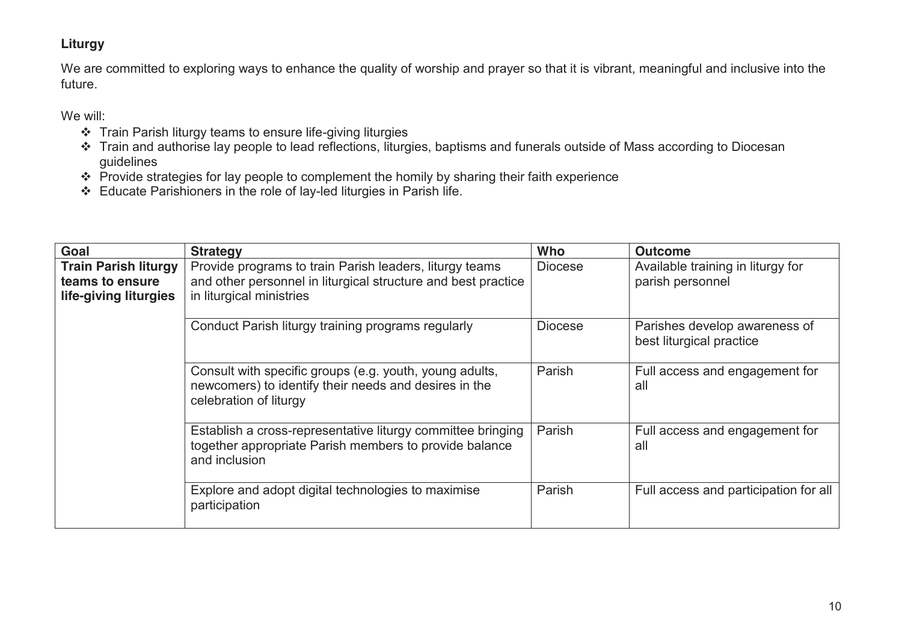**Liturgy**

We are committed to exploring ways to enhance the quality of worship and prayer so that it is vibrant, meaningful and inclusive into the future.

We will:

- Train Parish liturgy teams to ensure life-giving liturgies
- Train and authorise lay people to lead reflections, liturgies, baptisms and funerals outside of Mass according to Diocesan guidelines
- Provide strategies for lay people to complement the homily by sharing their faith experience
- Educate Parishioners in the role of lay-led liturgies in Parish life.

| Goal | Strategy | Who | Outcome |
|---|---|---|---|
| **Train Parish liturgy teams to ensure life-giving liturgies** | Provide programs to train Parish leaders, liturgy teams and other personnel in liturgical structure and best practice in liturgical ministries | Diocese | Available training in liturgy for parish personnel |
| | Conduct Parish liturgy training programs regularly | Diocese | Parishes develop awareness of best liturgical practice |
| | Consult with specific groups (e.g. youth, young adults, newcomers) to identify their needs and desires in the celebration of liturgy | Parish | Full access and engagement for all |
| | Establish a cross-representative liturgy committee bringing together appropriate Parish members to provide balance and inclusion | Parish | Full access and engagement for all |
| | Explore and adopt digital technologies to maximise participation | Parish | Full access and participation for all |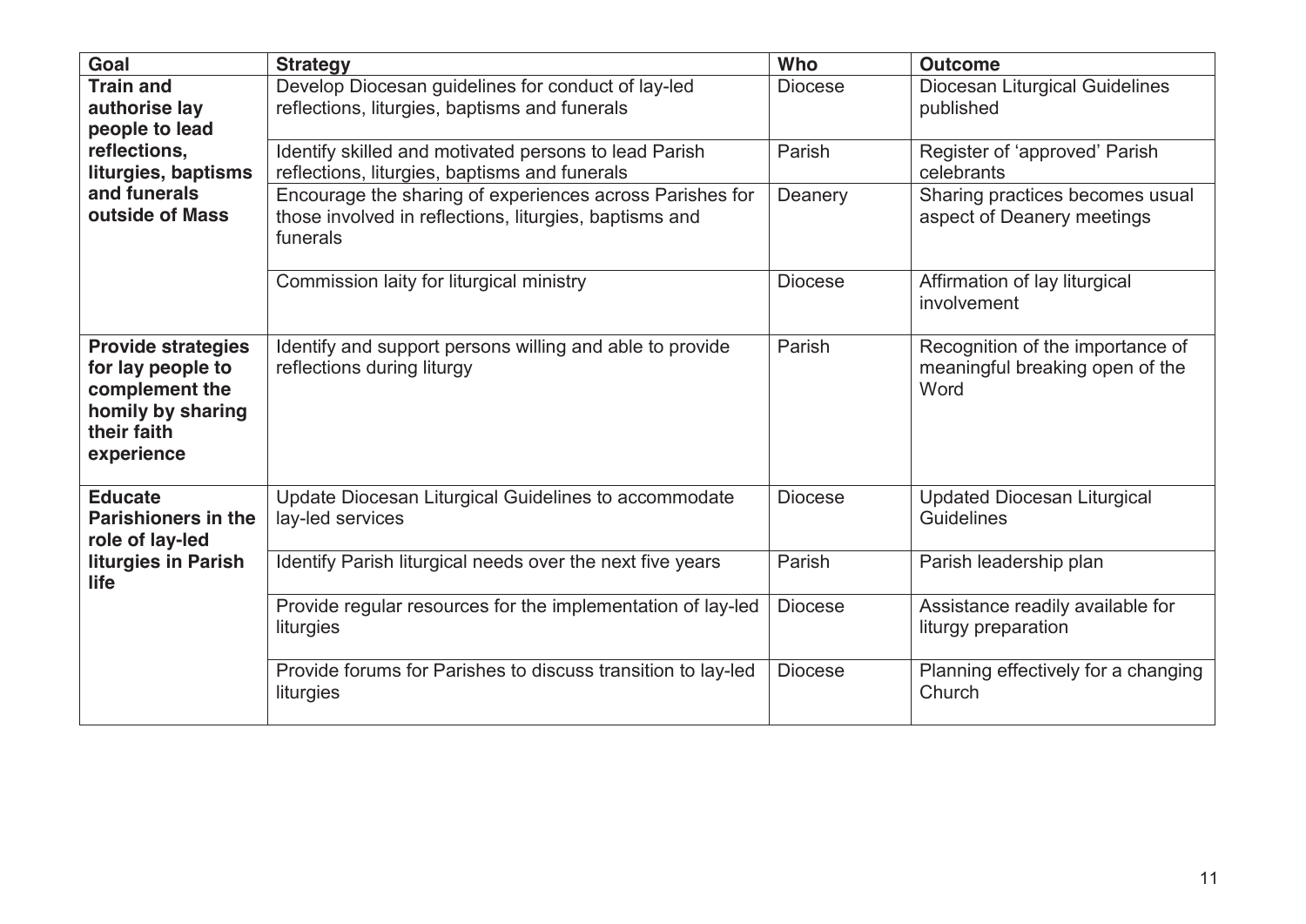| Goal | Strategy | Who | Outcome |
|---|---|---|---|
| **Train and authorise lay people to lead reflections, liturgies, baptisms and funerals outside of Mass** | Develop Diocesan guidelines for conduct of lay-led reflections, liturgies, baptisms and funerals | Diocese | Diocesan Liturgical Guidelines published |
| | Identify skilled and motivated persons to lead Parish reflections, liturgies, baptisms and funerals | Parish | Register of 'approved' Parish celebrants |
| | Encourage the sharing of experiences across Parishes for those involved in reflections, liturgies, baptisms and funerals | Deanery | Sharing practices becomes usual aspect of Deanery meetings |
| | Commission laity for liturgical ministry | Diocese | Affirmation of lay liturgical involvement |
| **Provide strategies for lay people to complement the homily by sharing their faith experience** | Identify and support persons willing and able to provide reflections during liturgy | Parish | Recognition of the importance of meaningful breaking open of the Word |
| **Educate Parishioners in the role of lay-led liturgies in Parish life** | Update Diocesan Liturgical Guidelines to accommodate lay-led services | Diocese | Updated Diocesan Liturgical Guidelines |
| | Identify Parish liturgical needs over the next five years | Parish | Parish leadership plan |
| | Provide regular resources for the implementation of lay-led liturgies | Diocese | Assistance readily available for liturgy preparation |
| | Provide forums for Parishes to discuss transition to lay-led liturgies | Diocese | Planning effectively for a changing Church |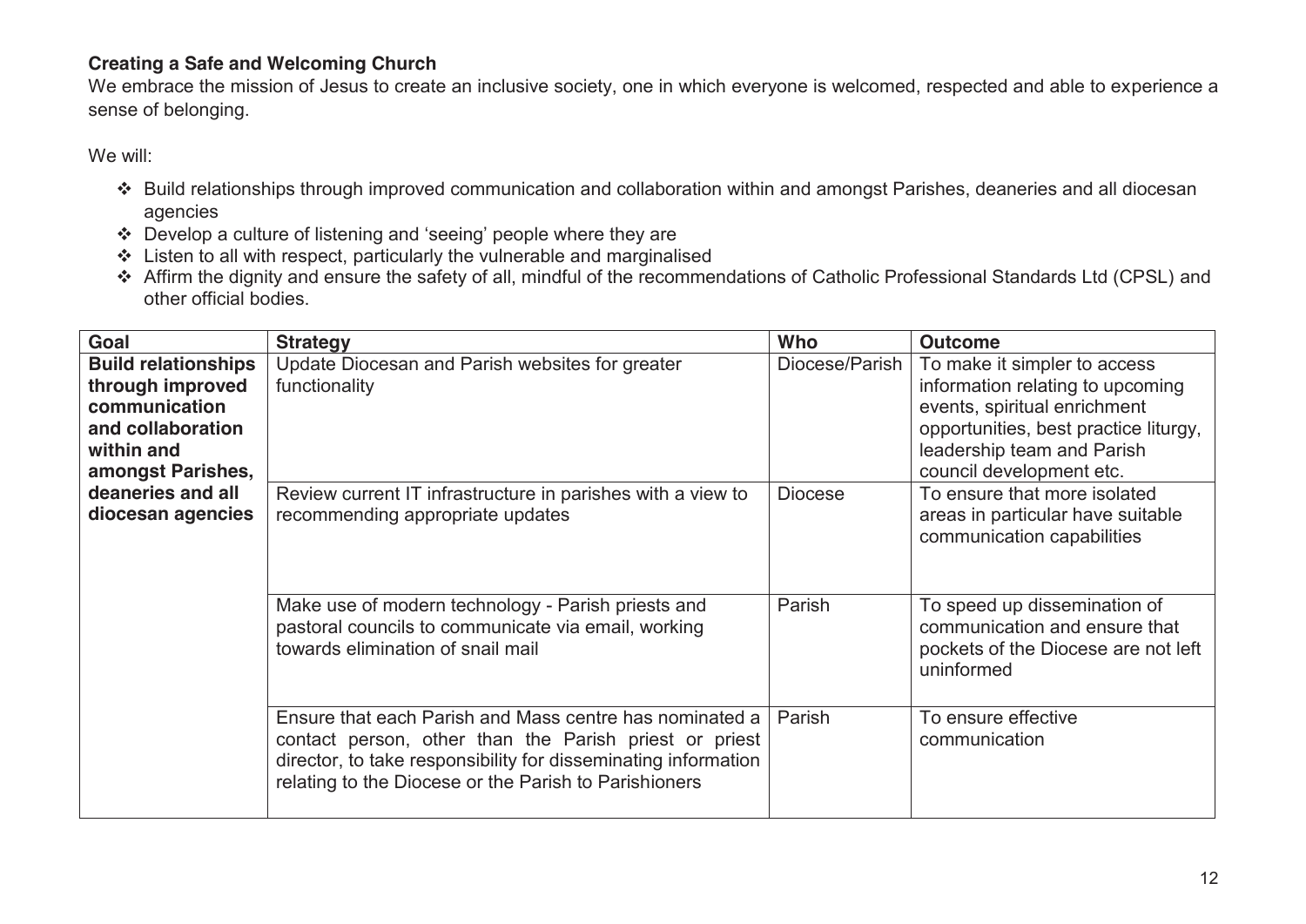**Creating a Safe and Welcoming Church**

We embrace the mission of Jesus to create an inclusive society, one in which everyone is welcomed, respected and able to experience a sense of belonging.

We will:

- ❖ Build relationships through improved communication and collaboration within and amongst Parishes, deaneries and all diocesan agencies
- ❖ Develop a culture of listening and 'seeing' people where they are
- ❖ Listen to all with respect, particularly the vulnerable and marginalised
- ❖ Affirm the dignity and ensure the safety of all, mindful of the recommendations of Catholic Professional Standards Ltd (CPSL) and other official bodies.

| Goal | Strategy | Who | Outcome |
|---|---|---|---|
| **Build relationships through improved communication and collaboration within and amongst Parishes, deaneries and all diocesan agencies** | Update Diocesan and Parish websites for greater functionality | Diocese/Parish | To make it simpler to access information relating to upcoming events, spiritual enrichment opportunities, best practice liturgy, leadership team and Parish council development etc. |
| | Review current IT infrastructure in parishes with a view to recommending appropriate updates | Diocese | To ensure that more isolated areas in particular have suitable communication capabilities |
| | Make use of modern technology - Parish priests and pastoral councils to communicate via email, working towards elimination of snail mail | Parish | To speed up dissemination of communication and ensure that pockets of the Diocese are not left uninformed |
| | Ensure that each Parish and Mass centre has nominated a contact person, other than the Parish priest or priest director, to take responsibility for disseminating information relating to the Diocese or the Parish to Parishioners | Parish | To ensure effective communication |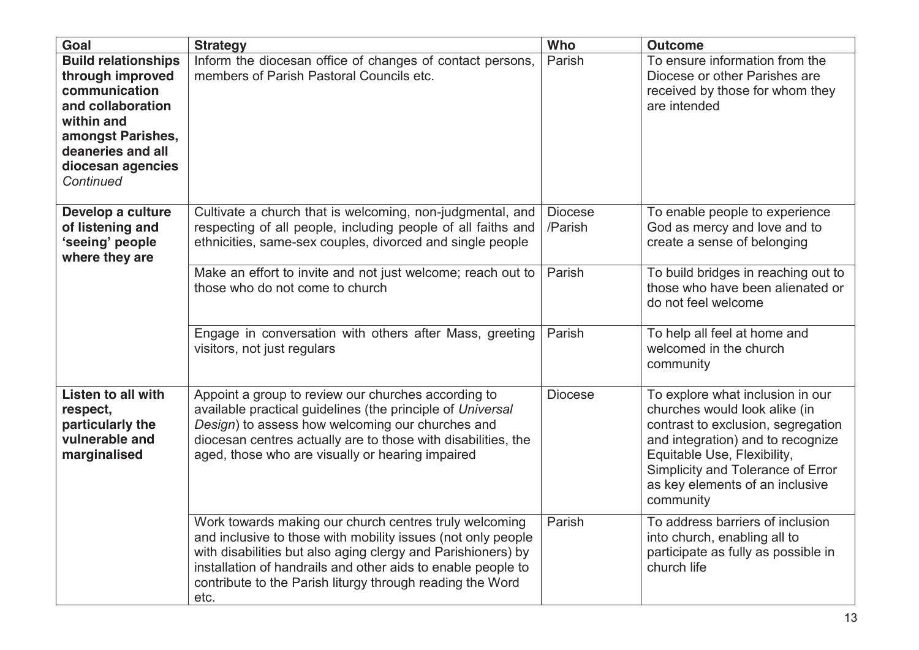| Goal | Strategy | Who | Outcome |
| --- | --- | --- | --- |
| **Build relationships through improved communication and collaboration within and amongst Parishes, deaneries and all diocesan agencies** *Continued* | Inform the diocesan office of changes of contact persons, members of Parish Pastoral Councils etc. | Parish | To ensure information from the Diocese or other Parishes are received by those for whom they are intended |
| **Develop a culture of listening and 'seeing' people where they are** | Cultivate a church that is welcoming, non-judgmental, and respecting of all people, including people of all faiths and ethnicities, same-sex couples, divorced and single people | Diocese /Parish | To enable people to experience God as mercy and love and to create a sense of belonging |
| | Make an effort to invite and not just welcome; reach out to those who do not come to church | Parish | To build bridges in reaching out to those who have been alienated or do not feel welcome |
| | Engage in conversation with others after Mass, greeting visitors, not just regulars | Parish | To help all feel at home and welcomed in the church community |
| **Listen to all with respect, particularly the vulnerable and marginalised** | Appoint a group to review our churches according to available practical guidelines (the principle of *Universal Design*) to assess how welcoming our churches and diocesan centres actually are to those with disabilities, the aged, those who are visually or hearing impaired | Diocese | To explore what inclusion in our churches would look alike (in contrast to exclusion, segregation and integration) and to recognize Equitable Use, Flexibility, Simplicity and Tolerance of Error as key elements of an inclusive community |
| | Work towards making our church centres truly welcoming and inclusive to those with mobility issues (not only people with disabilities but also aging clergy and Parishioners) by installation of handrails and other aids to enable people to contribute to the Parish liturgy through reading the Word etc. | Parish | To address barriers of inclusion into church, enabling all to participate as fully as possible in church life |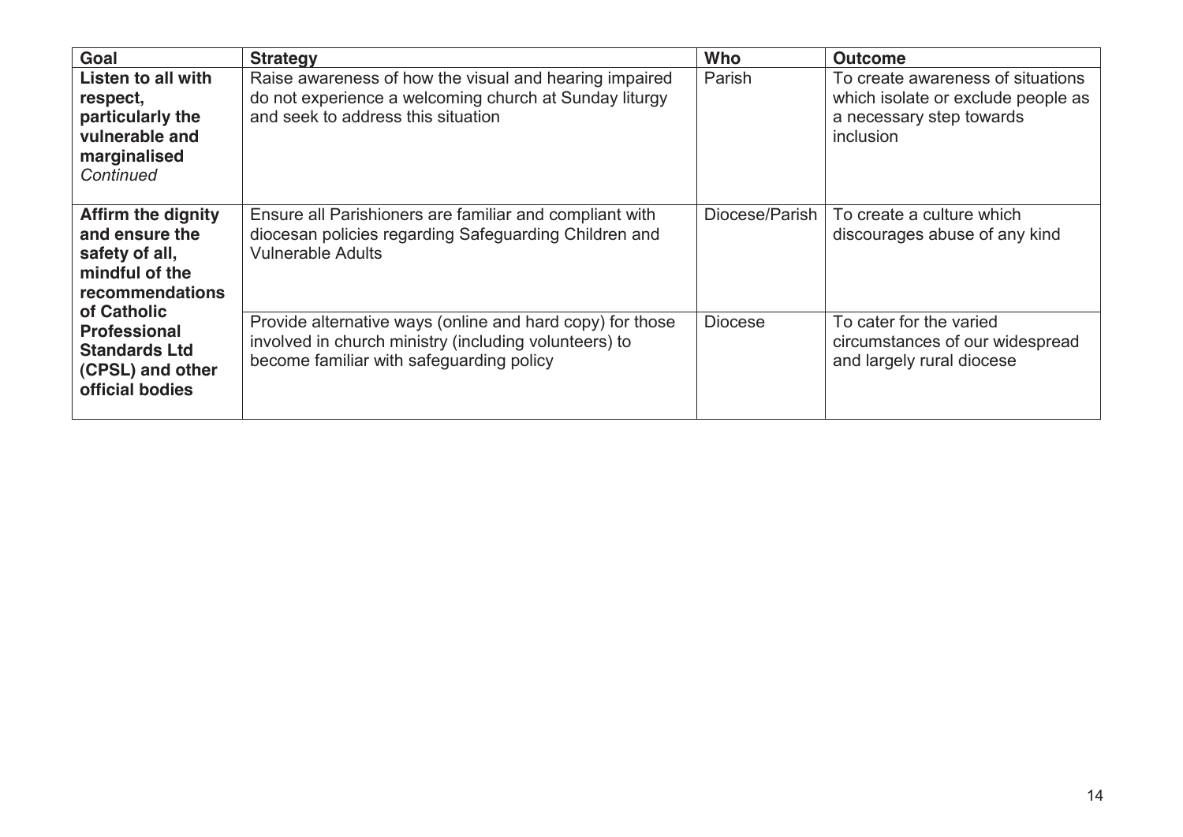| Goal | Strategy | Who | Outcome |
|---|---|---|---|
| **Listen to all with respect, particularly the vulnerable and marginalised** *Continued* | Raise awareness of how the visual and hearing impaired do not experience a welcoming church at Sunday liturgy and seek to address this situation | Parish | To create awareness of situations which isolate or exclude people as a necessary step towards inclusion |
| **Affirm the dignity and ensure the safety of all, mindful of the recommendations of Catholic Professional Standards Ltd (CPSL) and other official bodies** | Ensure all Parishioners are familiar and compliant with diocesan policies regarding Safeguarding Children and Vulnerable Adults | Diocese/Parish | To create a culture which discourages abuse of any kind |
| | Provide alternative ways (online and hard copy) for those involved in church ministry (including volunteers) to become familiar with safeguarding policy | Diocese | To cater for the varied circumstances of our widespread and largely rural diocese |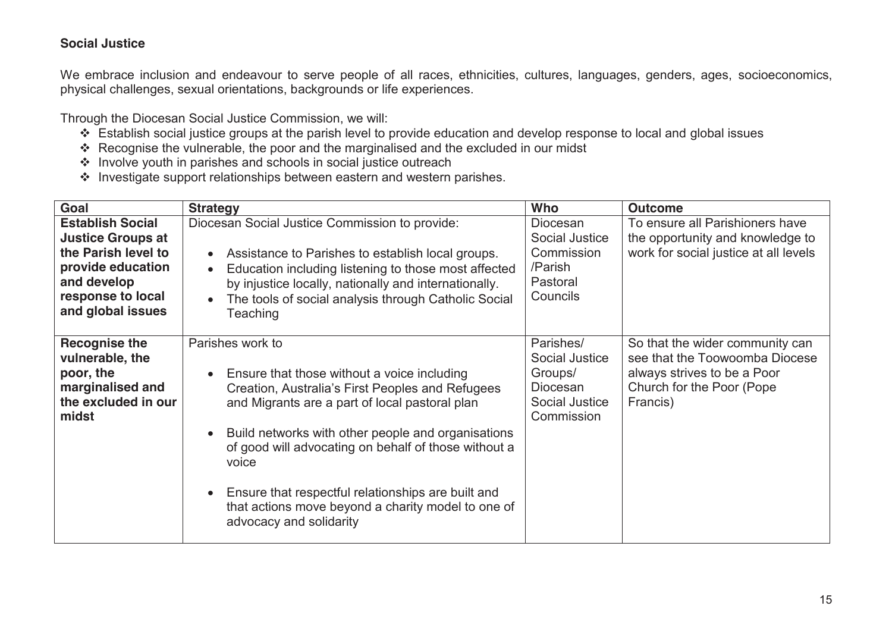**Social Justice**

We embrace inclusion and endeavour to serve people of all races, ethnicities, cultures, languages, genders, ages, socioeconomics, physical challenges, sexual orientations, backgrounds or life experiences.

Through the Diocesan Social Justice Commission, we will:

- ❖ Establish social justice groups at the parish level to provide education and develop response to local and global issues
- ❖ Recognise the vulnerable, the poor and the marginalised and the excluded in our midst
- ❖ Involve youth in parishes and schools in social justice outreach
- ❖ Investigate support relationships between eastern and western parishes.

| Goal | Strategy | Who | Outcome |
|---|---|---|---|
| **Establish Social Justice Groups at the Parish level to provide education and develop response to local and global issues** | Diocesan Social Justice Commission to provide:<br>• Assistance to Parishes to establish local groups.<br>• Education including listening to those most affected by injustice locally, nationally and internationally.<br>• The tools of social analysis through Catholic Social Teaching | Diocesan Social Justice Commission /Parish Pastoral Councils | To ensure all Parishioners have the opportunity and knowledge to work for social justice at all levels |
| **Recognise the vulnerable, the poor, the marginalised and the excluded in our midst** | Parishes work to<br>• Ensure that those without a voice including Creation, Australia's First Peoples and Refugees and Migrants are a part of local pastoral plan<br>• Build networks with other people and organisations of good will advocating on behalf of those without a voice<br>• Ensure that respectful relationships are built and that actions move beyond a charity model to one of advocacy and solidarity | Parishes/ Social Justice Groups/ Diocesan Social Justice Commission | So that the wider community can see that the Toowoomba Diocese always strives to be a Poor Church for the Poor (Pope Francis) |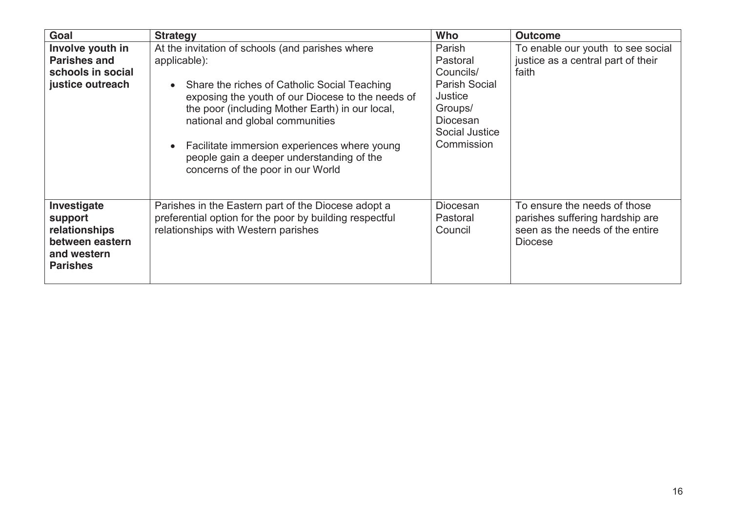| Goal | Strategy | Who | Outcome |
|---|---|---|---|
| **Involve youth in Parishes and schools in social justice outreach** | At the invitation of schools (and parishes where applicable):<br><br>• Share the riches of Catholic Social Teaching exposing the youth of our Diocese to the needs of the poor (including Mother Earth) in our local, national and global communities<br><br>• Facilitate immersion experiences where young people gain a deeper understanding of the concerns of the poor in our World | Parish Pastoral Councils/ Parish Social Justice Groups/ Diocesan Social Justice Commission | To enable our youth to see social justice as a central part of their faith |
| **Investigate support relationships between eastern and western Parishes** | Parishes in the Eastern part of the Diocese adopt a preferential option for the poor by building respectful relationships with Western parishes | Diocesan Pastoral Council | To ensure the needs of those parishes suffering hardship are seen as the needs of the entire Diocese |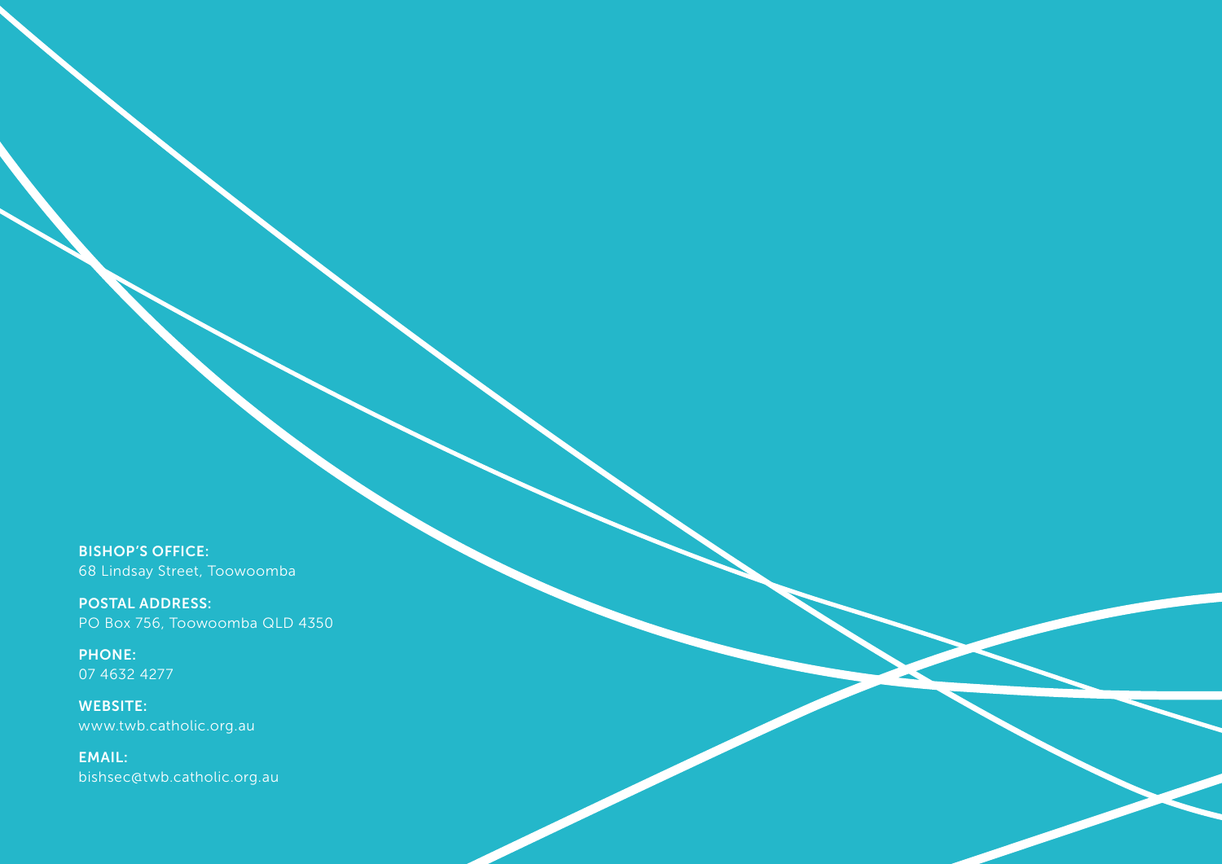**BISHOP'S OFFICE:**
68 Lindsay Street, Toowoomba

**POSTAL ADDRESS:**
PO Box 756, Toowoomba QLD 4350

**PHONE:**
07 4632 4277

**WEBSITE:**
www.twb.catholic.org.au

**EMAIL:**
bishsec@twb.catholic.org.au